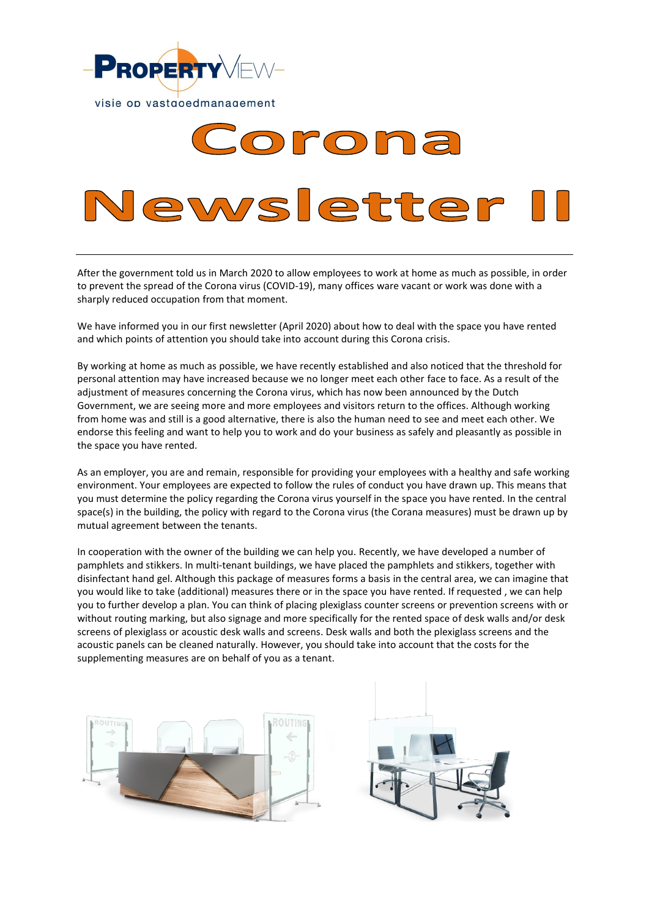PROPERTYVIEW

visie op vastgoedmanagement

# Corona Newsletter II

---

After the government told us in March 2020 to allow employees to work at home as much as possible, in order to prevent the spread of the Corona virus (COVID-19), many offices ware vacant or work was done with a sharply reduced occupation from that moment.

We have informed you in our first newsletter (April 2020) about how to deal with the space you have rented and which points of attention you should take into account during this Corona crisis.

By working at home as much as possible, we have recently established and also noticed that the threshold for personal attention may have increased because we no longer meet each other face to face. As a result of the adjustment of measures concerning the Corona virus, which has now been announced by the Dutch Government, we are seeing more and more employees and visitors return to the offices. Although working from home was and still is a good alternative, there is also the human need to see and meet each other. We endorse this feeling and want to help you to work and do your business as safely and pleasantly as possible in the space you have rented.

As an employer, you are and remain, responsible for providing your employees with a healthy and safe working environment. Your employees are expected to follow the rules of conduct you have drawn up. This means that you must determine the policy regarding the Corona virus yourself in the space you have rented. In the central space(s) in the building, the policy with regard to the Corona virus (the Corana measures) must be drawn up by mutual agreement between the tenants.

In cooperation with the owner of the building we can help you. Recently, we have developed a number of pamphlets and stikkers. In multi-tenant buildings, we have placed the pamphlets and stikkers, together with disinfectant hand gel. Although this package of measures forms a basis in the central area, we can imagine that you would like to take (additional) measures there or in the space you have rented. If requested , we can help you to further develop a plan. You can think of placing plexiglass counter screens or prevention screens with or without routing marking, but also signage and more specifically for the rented space of desk walls and/or desk screens of plexiglass or acoustic desk walls and screens. Desk walls and both the plexiglass screens and the acoustic panels can be cleaned naturally. However, you should take into account that the costs for the supplementing measures are on behalf of you as a tenant.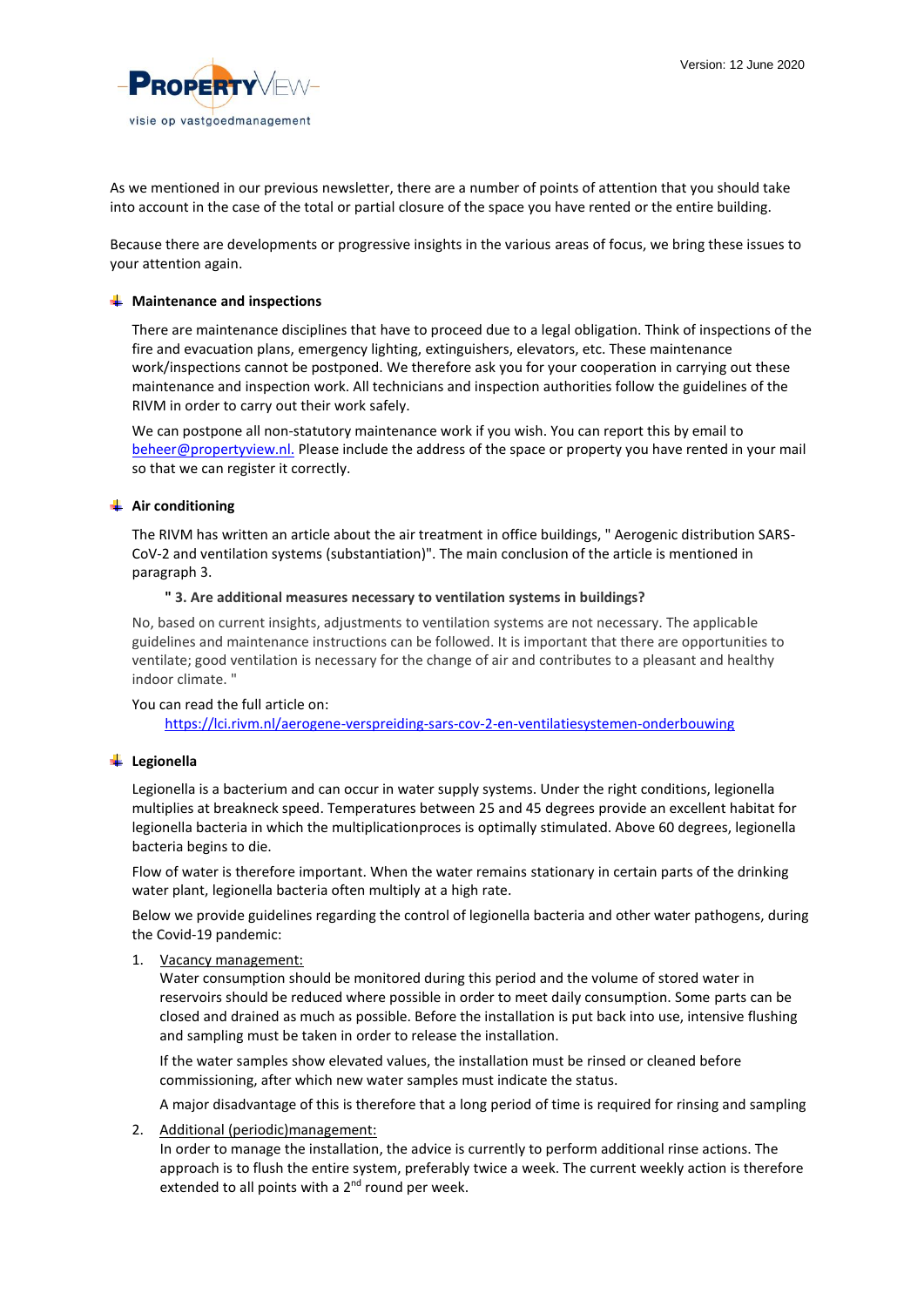As we mentioned in our previous newsletter, there are a number of points of attention that you should take into account in the case of the total or partial closure of the space you have rented or the entire building.

Because there are developments or progressive insights in the various areas of focus, we bring these issues to your attention again.

### Maintenance and inspections

There are maintenance disciplines that have to proceed due to a legal obligation. Think of inspections of the fire and evacuation plans, emergency lighting, extinguishers, elevators, etc. These maintenance work/inspections cannot be postponed. We therefore ask you for your cooperation in carrying out these maintenance and inspection work. All technicians and inspection authorities follow the guidelines of the RIVM in order to carry out their work safely.

We can postpone all non-statutory maintenance work if you wish. You can report this by email to beheer@propertyview.nl. Please include the address of the space or property you have rented in your mail so that we can register it correctly.

### Air conditioning

The RIVM has written an article about the air treatment in office buildings, " Aerogenic distribution SARS-CoV-2 and ventilation systems (substantiation)". The main conclusion of the article is mentioned in paragraph 3.

**" 3. Are additional measures necessary to ventilation systems in buildings?**

No, based on current insights, adjustments to ventilation systems are not necessary. The applicable guidelines and maintenance instructions can be followed. It is important that there are opportunities to ventilate; good ventilation is necessary for the change of air and contributes to a pleasant and healthy indoor climate. "

You can read the full article on:
https://lci.rivm.nl/aerogene-verspreiding-sars-cov-2-en-ventilatiesystemen-onderbouwing

### Legionella

Legionella is a bacterium and can occur in water supply systems. Under the right conditions, legionella multiplies at breakneck speed. Temperatures between 25 and 45 degrees provide an excellent habitat for legionella bacteria in which the multiplicationproces is optimally stimulated. Above 60 degrees, legionella bacteria begins to die.

Flow of water is therefore important. When the water remains stationary in certain parts of the drinking water plant, legionella bacteria often multiply at a high rate.

Below we provide guidelines regarding the control of legionella bacteria and other water pathogens, during the Covid-19 pandemic:

1. Vacancy management:
   Water consumption should be monitored during this period and the volume of stored water in reservoirs should be reduced where possible in order to meet daily consumption. Some parts can be closed and drained as much as possible. Before the installation is put back into use, intensive flushing and sampling must be taken in order to release the installation.

   If the water samples show elevated values, the installation must be rinsed or cleaned before commissioning, after which new water samples must indicate the status.

   A major disadvantage of this is therefore that a long period of time is required for rinsing and sampling

2. Additional (periodic)management:
   In order to manage the installation, the advice is currently to perform additional rinse actions. The approach is to flush the entire system, preferably twice a week. The current weekly action is therefore extended to all points with a 2nd round per week.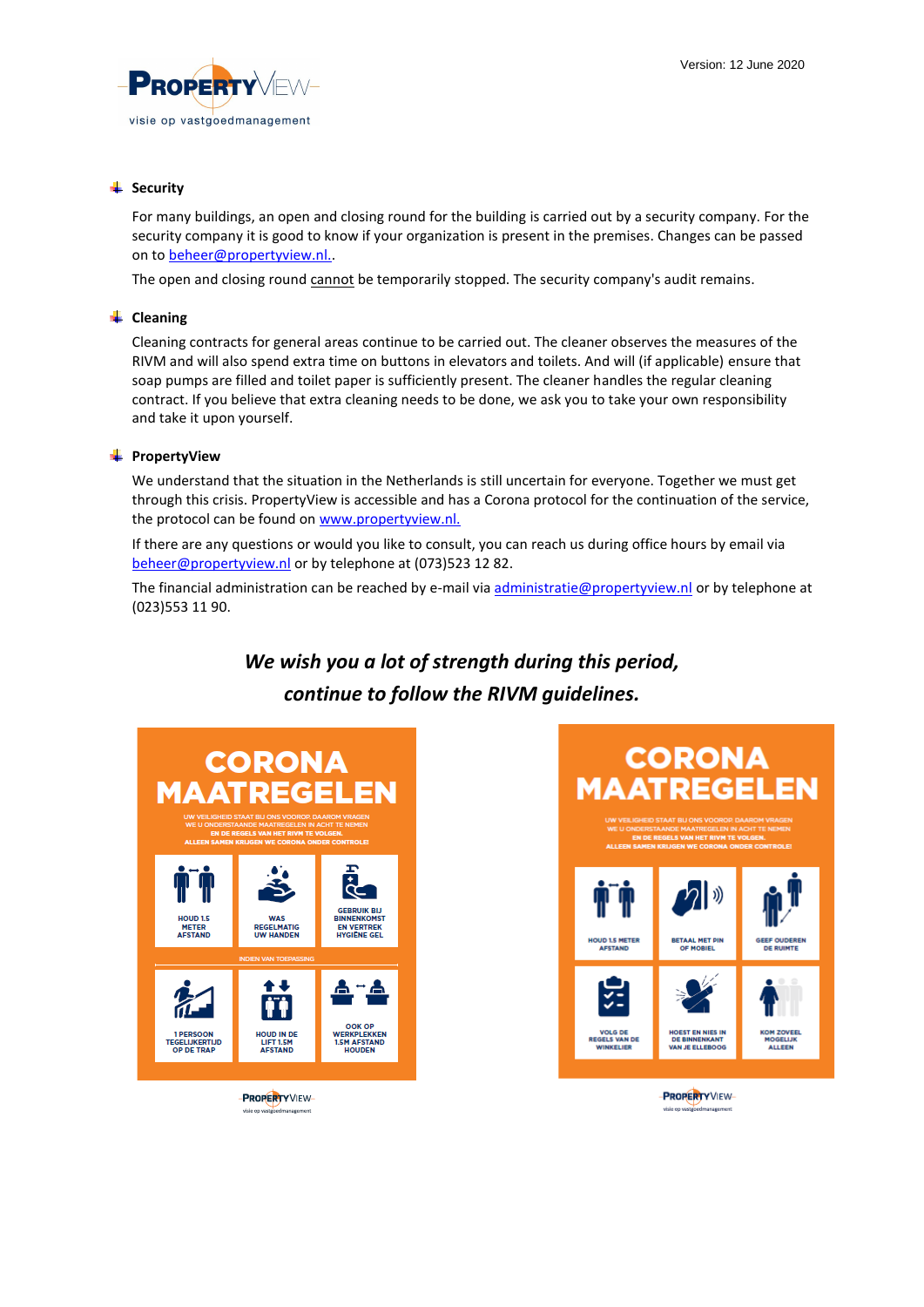Version: 12 June 2020

### Security

For many buildings, an open and closing round for the building is carried out by a security company. For the security company it is good to know if your organization is present in the premises. Changes can be passed on to beheer@propertyview.nl..

The open and closing round cannot be temporarily stopped. The security company's audit remains.

### Cleaning

Cleaning contracts for general areas continue to be carried out. The cleaner observes the measures of the RIVM and will also spend extra time on buttons in elevators and toilets. And will (if applicable) ensure that soap pumps are filled and toilet paper is sufficiently present. The cleaner handles the regular cleaning contract. If you believe that extra cleaning needs to be done, we ask you to take your own responsibility and take it upon yourself.

### PropertyView

We understand that the situation in the Netherlands is still uncertain for everyone. Together we must get through this crisis. PropertyView is accessible and has a Corona protocol for the continuation of the service, the protocol can be found on www.propertyview.nl.

If there are any questions or would you like to consult, you can reach us during office hours by email via beheer@propertyview.nl or by telephone at (073)523 12 82.

The financial administration can be reached by e-mail via administratie@propertyview.nl or by telephone at (023)553 11 90.

***We wish you a lot of strength during this period,***

***continue to follow the RIVM guidelines.***